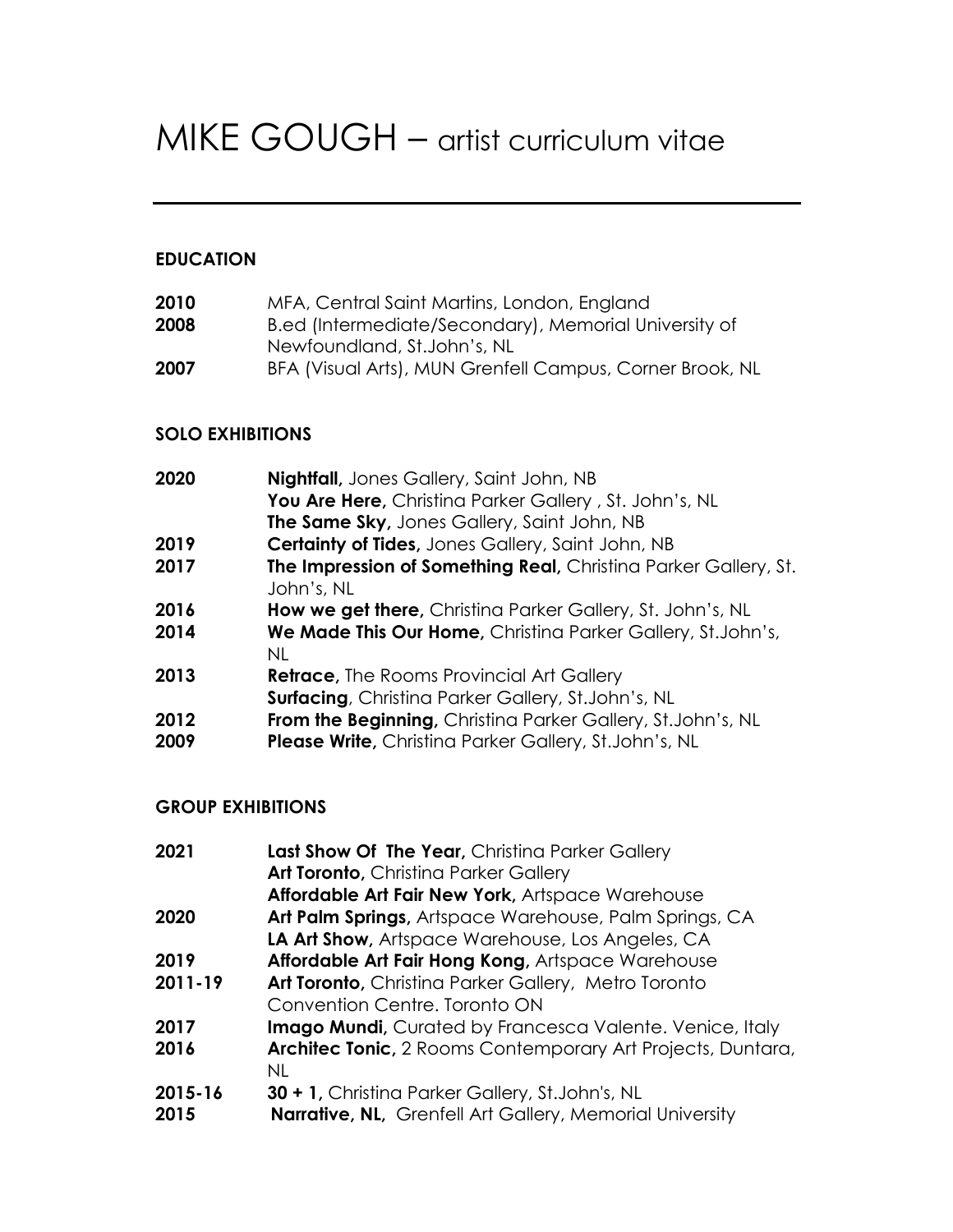# MIKE GOUGH – artist curriculum vitae

## EDUCATION

**2010** MFA, Central Saint Martins, London, England

**2008** B.ed (Intermediate/Secondary), Memorial University of Newfoundland, St.John's, NL

**2007** BFA (Visual Arts), MUN Grenfell Campus, Corner Brook, NL

## SOLO EXHIBITIONS

**2020** **Nightfall,** Jones Gallery, Saint John, NB
**You Are Here,** Christina Parker Gallery , St. John's, NL
**The Same Sky,** Jones Gallery, Saint John, NB

**2019** **Certainty of Tides,** Jones Gallery, Saint John, NB

**2017** **The Impression of Something Real,** Christina Parker Gallery, St. John's, NL

**2016** **How we get there,** Christina Parker Gallery, St. John's, NL

**2014** **We Made This Our Home,** Christina Parker Gallery, St.John's, NL

**2013** **Retrace,** The Rooms Provincial Art Gallery
**Surfacing**, Christina Parker Gallery, St.John's, NL

**2012** **From the Beginning,** Christina Parker Gallery, St.John's, NL

**2009** **Please Write,** Christina Parker Gallery, St.John's, NL

## GROUP EXHIBITIONS

**2021** **Last Show Of The Year,** Christina Parker Gallery
**Art Toronto,** Christina Parker Gallery
**Affordable Art Fair New York,** Artspace Warehouse

**2020** **Art Palm Springs,** Artspace Warehouse, Palm Springs, CA
**LA Art Show,** Artspace Warehouse, Los Angeles, CA

**2019** **Affordable Art Fair Hong Kong,** Artspace Warehouse

**2011-19** **Art Toronto,** Christina Parker Gallery, Metro Toronto Convention Centre. Toronto ON

**2017** **Imago Mundi,** Curated by Francesca Valente. Venice, Italy

**2016** **Architec Tonic,** 2 Rooms Contemporary Art Projects, Duntara, NL

**2015-16** **30 + 1,** Christina Parker Gallery, St.John's, NL

**2015** **Narrative, NL,** Grenfell Art Gallery, Memorial University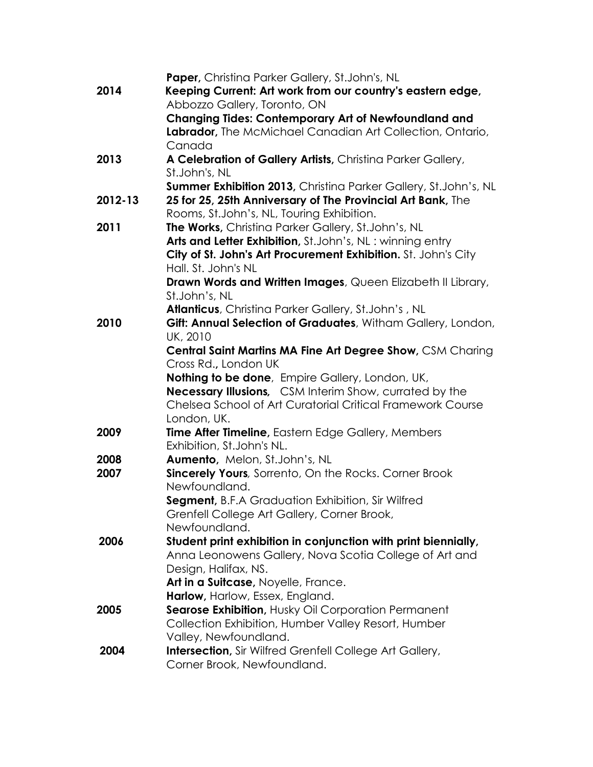**Paper,** Christina Parker Gallery, St.John's, NL

**2014** **Keeping Current: Art work from our country's eastern edge,** Abbozzo Gallery, Toronto, ON

**Changing Tides: Contemporary Art of Newfoundland and Labrador,** The McMichael Canadian Art Collection, Ontario, Canada

**2013** **A Celebration of Gallery Artists,** Christina Parker Gallery, St.John's, NL

**Summer Exhibition 2013,** Christina Parker Gallery, St.John's, NL

**2012-13** **25 for 25, 25th Anniversary of The Provincial Art Bank,** The Rooms, St.John's, NL, Touring Exhibition.

**2011** **The Works,** Christina Parker Gallery, St.John's, NL

**Arts and Letter Exhibition,** St.John's, NL : winning entry

**City of St. John's Art Procurement Exhibition.** St. John's City Hall. St. John's NL

**Drawn Words and Written Images**, Queen Elizabeth II Library, St.John's, NL

**Atlanticus**, Christina Parker Gallery, St.John's , NL

**2010** **Gift: Annual Selection of Graduates**, Witham Gallery, London, UK, 2010

**Central Saint Martins MA Fine Art Degree Show,** CSM Charing Cross Rd.**,** London UK

**Nothing to be done**, Empire Gallery, London, UK,

**Necessary Illusions,** CSM Interim Show, currated by the Chelsea School of Art Curatorial Critical Framework Course London, UK.

**2009** **Time After Timeline,** Eastern Edge Gallery, Members Exhibition, St.John's NL.

**2008** **Aumento,** Melon, St.John's, NL

**2007** **Sincerely Yours**, Sorrento, On the Rocks. Corner Brook Newfoundland.

**Segment,** B.F.A Graduation Exhibition, Sir Wilfred Grenfell College Art Gallery, Corner Brook, Newfoundland.

**2006** **Student print exhibition in conjunction with print biennially,** Anna Leonowens Gallery, Nova Scotia College of Art and Design, Halifax, NS.

**Art in a Suitcase,** Noyelle, France.

**Harlow,** Harlow, Essex, England.

**2005** **Searose Exhibition,** Husky Oil Corporation Permanent Collection Exhibition, Humber Valley Resort, Humber Valley, Newfoundland.

**2004** **Intersection,** Sir Wilfred Grenfell College Art Gallery, Corner Brook, Newfoundland.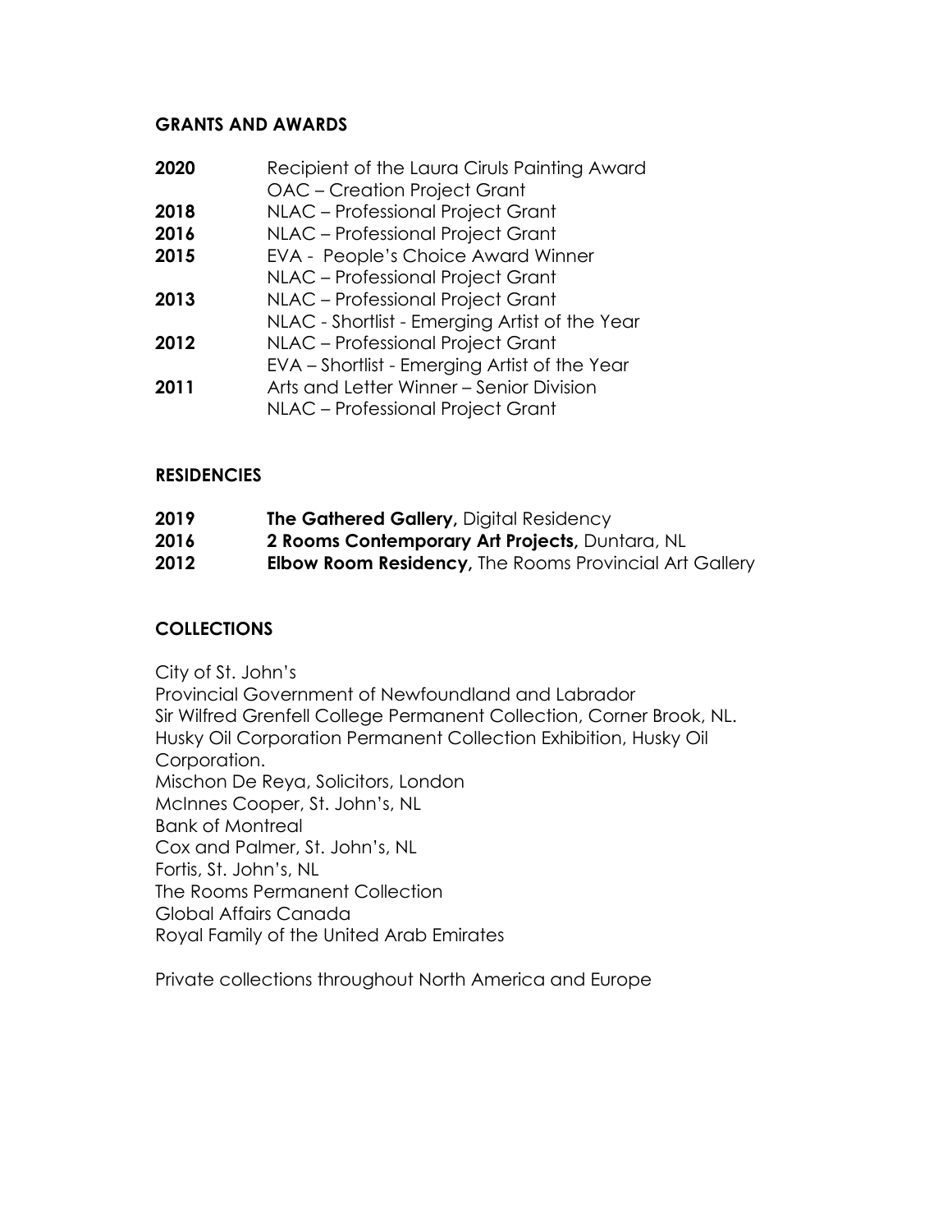## GRANTS AND AWARDS

| | |
|---|---|
| **2020** | Recipient of the Laura Ciruls Painting Award |
| | OAC – Creation Project Grant |
| **2018** | NLAC – Professional Project Grant |
| **2016** | NLAC – Professional Project Grant |
| **2015** | EVA - People's Choice Award Winner |
| | NLAC – Professional Project Grant |
| **2013** | NLAC – Professional Project Grant |
| | NLAC - Shortlist - Emerging Artist of the Year |
| **2012** | NLAC – Professional Project Grant |
| | EVA – Shortlist - Emerging Artist of the Year |
| **2011** | Arts and Letter Winner – Senior Division |
| | NLAC – Professional Project Grant |

## RESIDENCIES

| | |
|---|---|
| **2019** | **The Gathered Gallery,** Digital Residency |
| **2016** | **2 Rooms Contemporary Art Projects,** Duntara, NL |
| **2012** | **Elbow Room Residency,** The Rooms Provincial Art Gallery |

## COLLECTIONS

City of St. John's  
Provincial Government of Newfoundland and Labrador  
Sir Wilfred Grenfell College Permanent Collection, Corner Brook, NL.  
Husky Oil Corporation Permanent Collection Exhibition, Husky Oil Corporation.  
Mischon De Reya, Solicitors, London  
McInnes Cooper, St. John's, NL  
Bank of Montreal  
Cox and Palmer, St. John's, NL  
Fortis, St. John's, NL  
The Rooms Permanent Collection  
Global Affairs Canada  
Royal Family of the United Arab Emirates

Private collections throughout North America and Europe